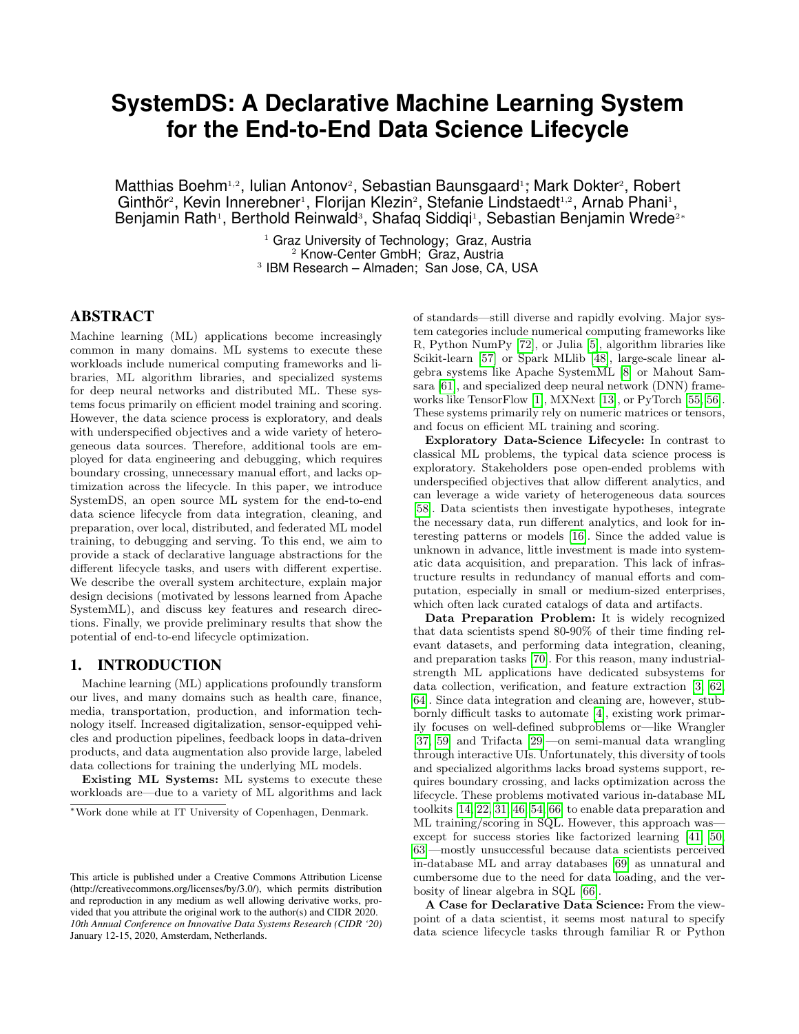# SystemDS: A Declarative Machine Learning System for the End-to-End Data Science Lifecycle

Matthias Boehm[1,2], Iulian Antonov[2], Sebastian Baunsgaard[1]*, Mark Dokter[2], Robert Ginthör[2], Kevin Innerebner[1], Florijan Klezin[2], Stefanie Lindstaedt[1,2], Arnab Phani[1], Benjamin Rath[1], Berthold Reinwald[3], Shafaq Siddiqi[1], Sebastian Benjamin Wrede[2]*

[1] Graz University of Technology; Graz, Austria
[2] Know-Center GmbH; Graz, Austria
[3] IBM Research – Almaden; San Jose, CA, USA

## ABSTRACT

Machine learning (ML) applications become increasingly common in many domains. ML systems to execute these workloads include numerical computing frameworks and libraries, ML algorithm libraries, and specialized systems for deep neural networks and distributed ML. These systems focus primarily on efficient model training and scoring. However, the data science process is exploratory, and deals with underspecified objectives and a wide variety of heterogeneous data sources. Therefore, additional tools are employed for data engineering and debugging, which requires boundary crossing, unnecessary manual effort, and lacks optimization across the lifecycle. In this paper, we introduce SystemDS, an open source ML system for the end-to-end data science lifecycle from data integration, cleaning, and preparation, over local, distributed, and federated ML model training, to debugging and serving. To this end, we aim to provide a stack of declarative language abstractions for the different lifecycle tasks, and users with different expertise. We describe the overall system architecture, explain major design decisions (motivated by lessons learned from Apache SystemML), and discuss key features and research directions. Finally, we provide preliminary results that show the potential of end-to-end lifecycle optimization.

## 1. INTRODUCTION

Machine learning (ML) applications profoundly transform our lives, and many domains such as health care, finance, media, transportation, production, and information technology itself. Increased digitalization, sensor-equipped vehicles and production pipelines, feedback loops in data-driven products, and data augmentation also provide large, labeled data collections for training the underlying ML models.

**Existing ML Systems:** ML systems to execute these workloads are—due to a variety of ML algorithms and lack of standards—still diverse and rapidly evolving. Major system categories include numerical computing frameworks like R, Python NumPy [72], or Julia [5], algorithm libraries like Scikit-learn [57] or Spark MLlib [48], large-scale linear algebra systems like Apache SystemML [8] or Mahout Samsara [61], and specialized deep neural network (DNN) frameworks like TensorFlow [1], MXNext [13], or PyTorch [55, 56]. These systems primarily rely on numeric matrices or tensors, and focus on efficient ML training and scoring.

**Exploratory Data-Science Lifecycle:** In contrast to classical ML problems, the typical data science process is exploratory. Stakeholders pose open-ended problems with underspecified objectives that allow different analytics, and can leverage a wide variety of heterogeneous data sources [58]. Data scientists then investigate hypotheses, integrate the necessary data, run different analytics, and look for interesting patterns or models [16]. Since the added value is unknown in advance, little investment is made into systematic data acquisition, and preparation. This lack of infrastructure results in redundancy of manual efforts and computation, especially in small or medium-sized enterprises, which often lack curated catalogs of data and artifacts.

**Data Preparation Problem:** It is widely recognized that data scientists spend 80-90% of their time finding relevant datasets, and performing data integration, cleaning, and preparation tasks [70]. For this reason, many industrial-strength ML applications have dedicated subsystems for data collection, verification, and feature extraction [3, 62, 64]. Since data integration and cleaning are, however, stubbornly difficult tasks to automate [4], existing work primarily focuses on well-defined subproblems or—like Wrangler [37, 59] and Trifacta [29]—on semi-manual data wrangling through interactive UIs. Unfortunately, this diversity of tools and specialized algorithms lacks broad systems support, requires boundary crossing, and lacks optimization across the lifecycle. These problems motivated various in-database ML toolkits [14, 22, 31, 46, 54, 66] to enable data preparation and ML training/scoring in SQL. However, this approach was—except for success stories like factorized learning [41, 50, 63]—mostly unsuccessful because data scientists perceived in-database ML and array databases [69] as unnatural and cumbersome due to the need for data loading, and the verbosity of linear algebra in SQL [66].

**A Case for Declarative Data Science:** From the viewpoint of a data scientist, it seems most natural to specify data science lifecycle tasks through familiar R or Python

*Work done while at IT University of Copenhagen, Denmark.

This article is published under a Creative Commons Attribution License (http://creativecommons.org/licenses/by/3.0/), which permits distribution and reproduction in any medium as well allowing derivative works, provided that you attribute the original work to the author(s) and CIDR 2020. *10th Annual Conference on Innovative Data Systems Research (CIDR '20)* January 12-15, 2020, Amsterdam, Netherlands.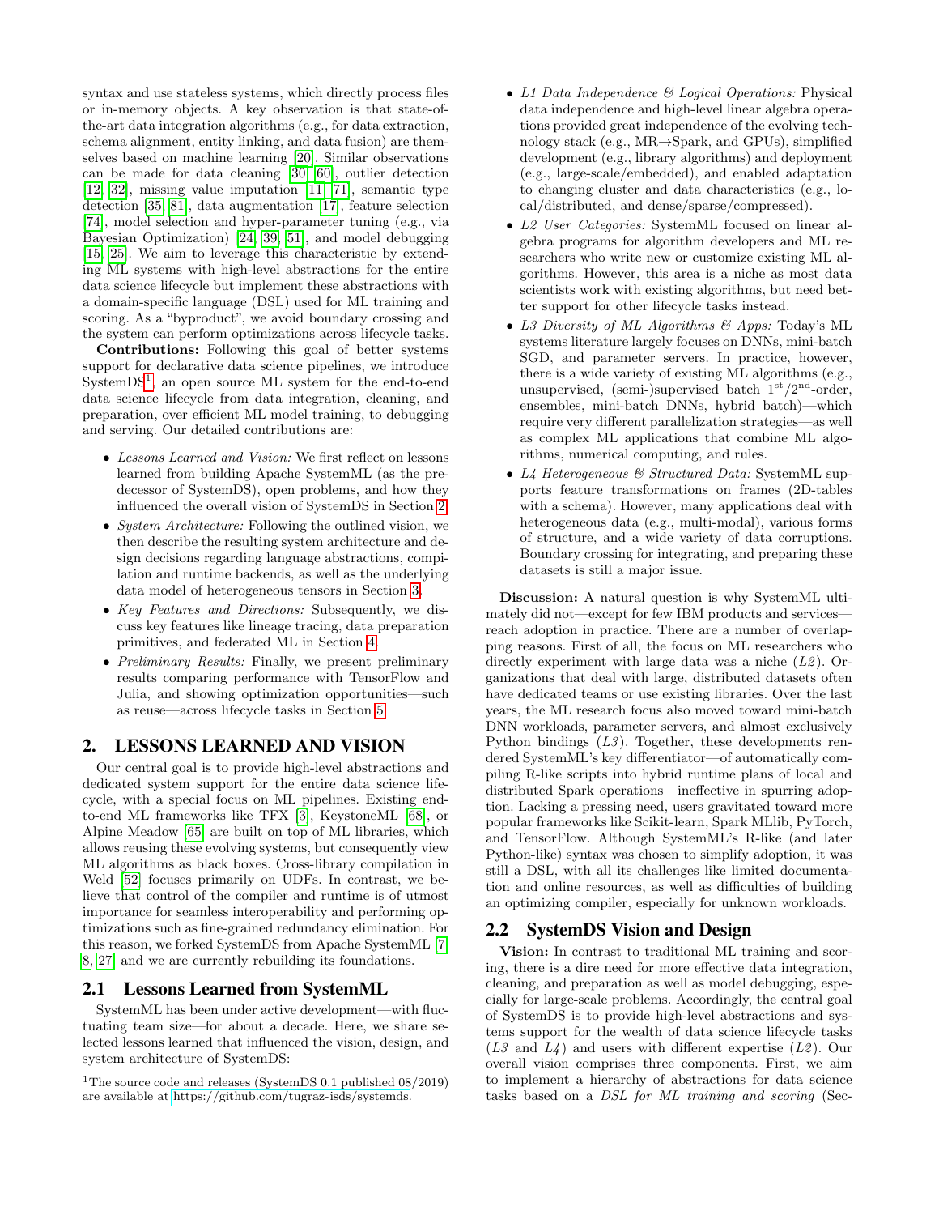syntax and use stateless systems, which directly process files or in-memory objects. A key observation is that state-of-the-art data integration algorithms (e.g., for data extraction, schema alignment, entity linking, and data fusion) are themselves based on machine learning [20]. Similar observations can be made for data cleaning [30, 60], outlier detection [12, 32], missing value imputation [11, 71], semantic type detection [35, 81], data augmentation [17], feature selection [74], model selection and hyper-parameter tuning (e.g., via Bayesian Optimization) [24, 39, 51], and model debugging [15, 25]. We aim to leverage this characteristic by extending ML systems with high-level abstractions for the entire data science lifecycle but implement these abstractions with a domain-specific language (DSL) used for ML training and scoring. As a "byproduct", we avoid boundary crossing and the system can perform optimizations across lifecycle tasks.

**Contributions:** Following this goal of better systems support for declarative data science pipelines, we introduce SystemDS[1], an open source ML system for the end-to-end data science lifecycle from data integration, cleaning, and preparation, over efficient ML model training, to debugging and serving. Our detailed contributions are:

- *Lessons Learned and Vision:* We first reflect on lessons learned from building Apache SystemML (as the predecessor of SystemDS), open problems, and how they influenced the overall vision of SystemDS in Section 2.
- *System Architecture:* Following the outlined vision, we then describe the resulting system architecture and design decisions regarding language abstractions, compilation and runtime backends, as well as the underlying data model of heterogeneous tensors in Section 3.
- *Key Features and Directions:* Subsequently, we discuss key features like lineage tracing, data preparation primitives, and federated ML in Section 4.
- *Preliminary Results:* Finally, we present preliminary results comparing performance with TensorFlow and Julia, and showing optimization opportunities—such as reuse—across lifecycle tasks in Section 5.

## 2. LESSONS LEARNED AND VISION

Our central goal is to provide high-level abstractions and dedicated system support for the entire data science lifecycle, with a special focus on ML pipelines. Existing end-to-end ML frameworks like TFX [3], KeystoneML [68], or Alpine Meadow [65] are built on top of ML libraries, which allows reusing these evolving systems, but consequently view ML algorithms as black boxes. Cross-library compilation in Weld [52] focuses primarily on UDFs. In contrast, we believe that control of the compiler and runtime is of utmost importance for seamless interoperability and performing optimizations such as fine-grained redundancy elimination. For this reason, we forked SystemDS from Apache SystemML [7, 8, 27] and we are currently rebuilding its foundations.

### 2.1 Lessons Learned from SystemML

SystemML has been under active development—with fluctuating team size—for about a decade. Here, we share selected lessons learned that influenced the vision, design, and system architecture of SystemDS:

- *L1 Data Independence & Logical Operations:* Physical data independence and high-level linear algebra operations provided great independence of the evolving technology stack (e.g., MR→Spark, and GPUs), simplified development (e.g., library algorithms) and deployment (e.g., large-scale/embedded), and enabled adaptation to changing cluster and data characteristics (e.g., local/distributed, and dense/sparse/compressed).
- *L2 User Categories:* SystemML focused on linear algebra programs for algorithm developers and ML researchers who write new or customize existing ML algorithms. However, this area is a niche as most data scientists work with existing algorithms, but need better support for other lifecycle tasks instead.
- *L3 Diversity of ML Algorithms & Apps:* Today's ML systems literature largely focuses on DNNs, mini-batch SGD, and parameter servers. In practice, however, there is a wide variety of existing ML algorithms (e.g., unsupervised, (semi-)supervised batch $1^{\text{st}}/2^{\text{nd}}$-order, ensembles, mini-batch DNNs, hybrid batch)—which require very different parallelization strategies—as well as complex ML applications that combine ML algorithms, numerical computing, and rules.
- *L4 Heterogeneous & Structured Data:* SystemML supports feature transformations on frames (2D-tables with a schema). However, many applications deal with heterogeneous data (e.g., multi-modal), various forms of structure, and a wide variety of data corruptions. Boundary crossing for integrating, and preparing these datasets is still a major issue.

**Discussion:** A natural question is why SystemML ultimately did not—except for few IBM products and services—reach adoption in practice. There are a number of overlapping reasons. First of all, the focus on ML researchers who directly experiment with large data was a niche (*L2*). Organizations that deal with large, distributed datasets often have dedicated teams or use existing libraries. Over the last years, the ML research focus also moved toward mini-batch DNN workloads, parameter servers, and almost exclusively Python bindings (*L3*). Together, these developments rendered SystemML's key differentiator—of automatically compiling R-like scripts into hybrid runtime plans of local and distributed Spark operations—ineffective in spurring adoption. Lacking a pressing need, users gravitated toward more popular frameworks like Scikit-learn, Spark MLlib, PyTorch, and TensorFlow. Although SystemML's R-like (and later Python-like) syntax was chosen to simplify adoption, it was still a DSL, with all its challenges like limited documentation and online resources, as well as difficulties of building an optimizing compiler, especially for unknown workloads.

### 2.2 SystemDS Vision and Design

**Vision:** In contrast to traditional ML training and scoring, there is a dire need for more effective data integration, cleaning, and preparation as well as model debugging, especially for large-scale problems. Accordingly, the central goal of SystemDS is to provide high-level abstractions and systems support for the wealth of data science lifecycle tasks (*L3* and *L4*) and users with different expertise (*L2*). Our overall vision comprises three components. First, we aim to implement a hierarchy of abstractions for data science tasks based on a *DSL for ML training and scoring* (Sec-

[1]The source code and releases (SystemDS 0.1 published 08/2019) are available at https://github.com/tugraz-isds/systemds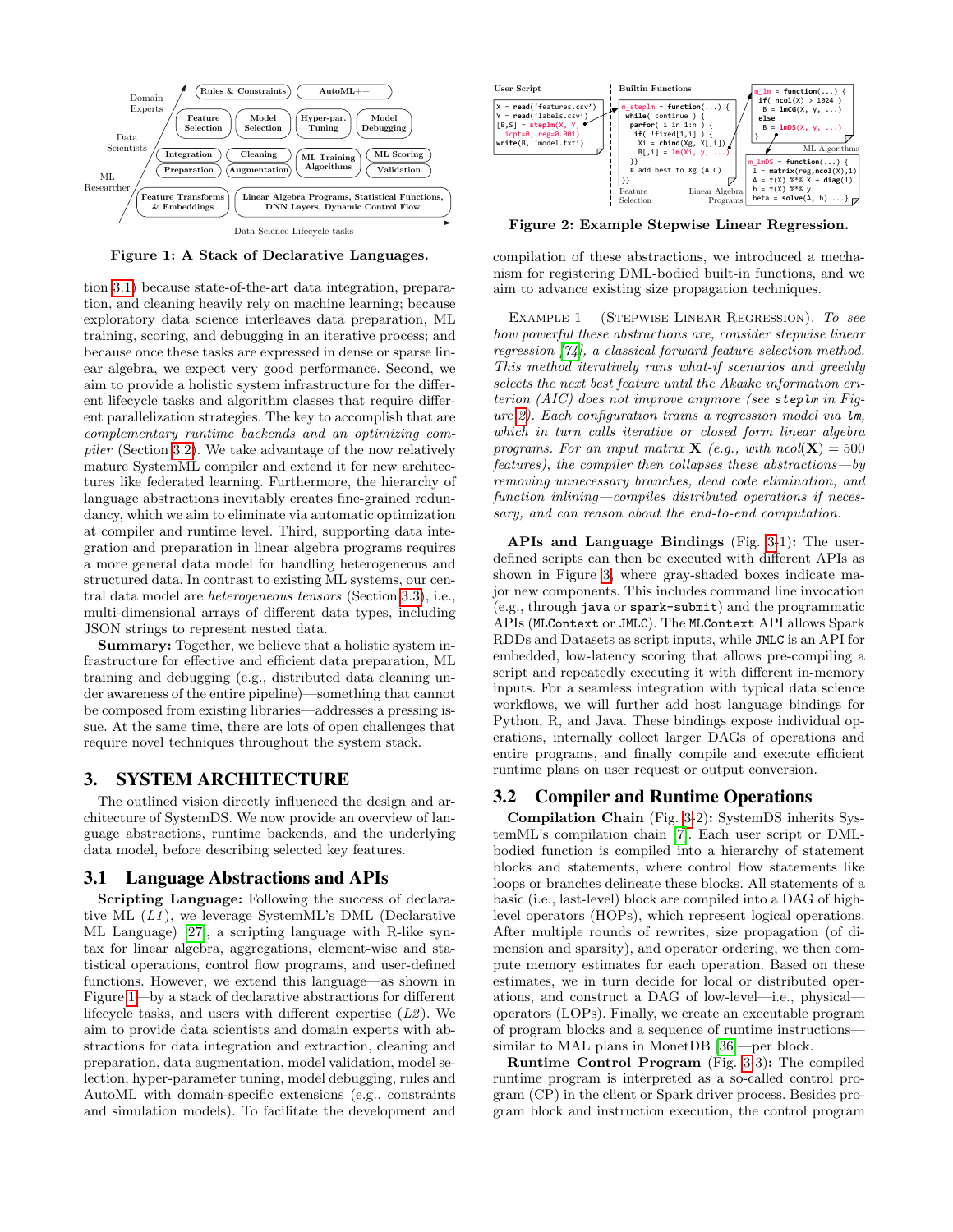Figure 1: A Stack of Declarative Languages.

Figure 2: Example Stepwise Linear Regression.

tion 3.1) because state-of-the-art data integration, preparation, and cleaning heavily rely on machine learning; because exploratory data science interleaves data preparation, ML training, scoring, and debugging in an iterative process; and because once these tasks are expressed in dense or sparse linear algebra, we expect very good performance. Second, we aim to provide a holistic system infrastructure for the different lifecycle tasks and algorithm classes that require different parallelization strategies. The key to accomplish that are *complementary runtime backends and an optimizing compiler* (Section 3.2). We take advantage of the now relatively mature SystemML compiler and extend it for new architectures like federated learning. Furthermore, the hierarchy of language abstractions inevitably creates fine-grained redundancy, which we aim to eliminate via automatic optimization at compiler and runtime level. Third, supporting data integration and preparation in linear algebra programs requires a more general data model for handling heterogeneous and structured data. In contrast to existing ML systems, our central data model are *heterogeneous tensors* (Section 3.3), i.e., multi-dimensional arrays of different data types, including JSON strings to represent nested data.

**Summary:** Together, we believe that a holistic system infrastructure for effective and efficient data preparation, ML training and debugging (e.g., distributed data cleaning under awareness of the entire pipeline)—something that cannot be composed from existing libraries—addresses a pressing issue. At the same time, there are lots of open challenges that require novel techniques throughout the system stack.

# 3. SYSTEM ARCHITECTURE

The outlined vision directly influenced the design and architecture of SystemDS. We now provide an overview of language abstractions, runtime backends, and the underlying data model, before describing selected key features.

## 3.1 Language Abstractions and APIs

**Scripting Language:** Following the success of declarative ML (*L1*), we leverage SystemML's DML (Declarative ML Language) [27], a scripting language with R-like syntax for linear algebra, aggregations, element-wise and statistical operations, control flow programs, and user-defined functions. However, we extend this language—as shown in Figure 1—by a stack of declarative abstractions for different lifecycle tasks, and users with different expertise (*L2*). We aim to provide data scientists and domain experts with abstractions for data integration and extraction, cleaning and preparation, data augmentation, model validation, model selection, hyper-parameter tuning, model debugging, rules and AutoML with domain-specific extensions (e.g., constraints and simulation models). To facilitate the development and compilation of these abstractions, we introduced a mechanism for registering DML-bodied built-in functions, and we aim to advance existing size propagation techniques.

Example 1 (Stepwise Linear Regression). *To see how powerful these abstractions are, consider stepwise linear regression [74], a classical forward feature selection method. This method iteratively runs what-if scenarios and greedily selects the next best feature until the Akaike information criterion (AIC) does not improve anymore (see* `steplm` *in Figure 2). Each configuration trains a regression model via* `lm`*, which in turn calls iterative or closed form linear algebra programs. For an input matrix* $\mathbf{X}$ *(e.g., with* $ncol(\mathbf{X}) = 500$ *features), the compiler then collapses these abstractions—by removing unnecessary branches, dead code elimination, and function inlining—compiles distributed operations if necessary, and can reason about the end-to-end computation.*

**APIs and Language Bindings** (Fig. 3-1)**:** The user-defined scripts can then be executed with different APIs as shown in Figure 3, where gray-shaded boxes indicate major new components. This includes command line invocation (e.g., through `java` or `spark-submit`) and the programmatic APIs (`MLContext` or `JMLC`). The `MLContext` API allows Spark RDDs and Datasets as script inputs, while `JMLC` is an API for embedded, low-latency scoring that allows pre-compiling a script and repeatedly executing it with different in-memory inputs. For a seamless integration with typical data science workflows, we will further add host language bindings for Python, R, and Java. These bindings expose individual operations, internally collect larger DAGs of operations and entire programs, and finally compile and execute efficient runtime plans on user request or output conversion.

## 3.2 Compiler and Runtime Operations

**Compilation Chain** (Fig. 3-2)**:** SystemDS inherits SystemML's compilation chain [7]. Each user script or DML-bodied function is compiled into a hierarchy of statement blocks and statements, where control flow statements like loops or branches delineate these blocks. All statements of a basic (i.e., last-level) block are compiled into a DAG of high-level operators (HOPs), which represent logical operations. After multiple rounds of rewrites, size propagation (of dimension and sparsity), and operator ordering, we then compute memory estimates for each operation. Based on these estimates, we in turn decide for local or distributed operations, and construct a DAG of low-level—i.e., physical—operators (LOPs). Finally, we create an executable program of program blocks and a sequence of runtime instructions—similar to MAL plans in MonetDB [36]—per block.

**Runtime Control Program** (Fig. 3-3)**:** The compiled runtime program is interpreted as a so-called control program (CP) in the client or Spark driver process. Besides program block and instruction execution, the control program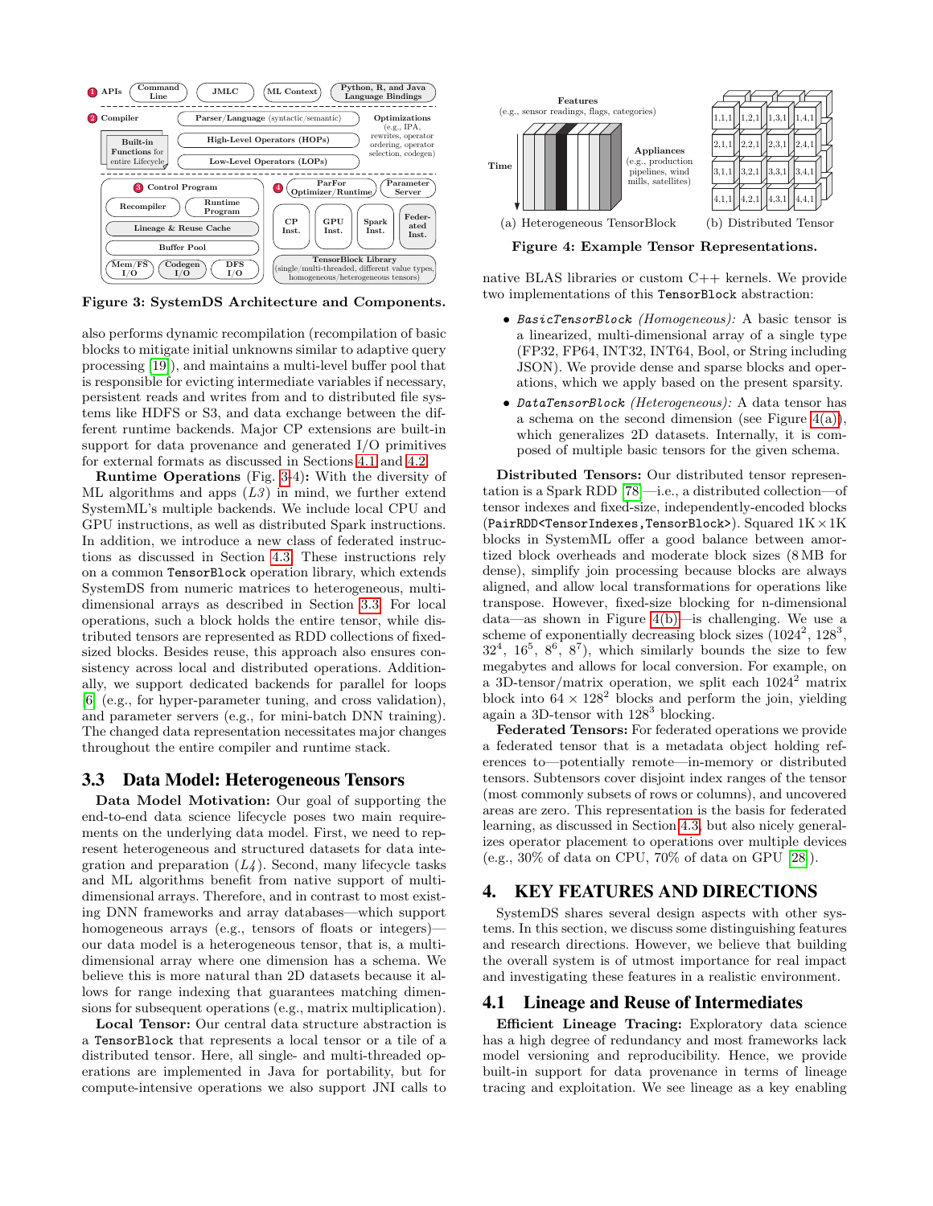Figure 3: SystemDS Architecture and Components.

also performs dynamic recompilation (recompilation of basic blocks to mitigate initial unknowns similar to adaptive query processing [19]), and maintains a multi-level buffer pool that is responsible for evicting intermediate variables if necessary, persistent reads and writes from and to distributed file systems like HDFS or S3, and data exchange between the different runtime backends. Major CP extensions are built-in support for data provenance and generated I/O primitives for external formats as discussed in Sections 4.1 and 4.2.

**Runtime Operations** (Fig. 3-4)**:** With the diversity of ML algorithms and apps (*L3*) in mind, we further extend SystemML's multiple backends. We include local CPU and GPU instructions, as well as distributed Spark instructions. In addition, we introduce a new class of federated instructions as discussed in Section 4.3. These instructions rely on a common `TensorBlock` operation library, which extends SystemDS from numeric matrices to heterogeneous, multi-dimensional arrays as described in Section 3.3. For local operations, such a block holds the entire tensor, while distributed tensors are represented as RDD collections of fixed-sized blocks. Besides reuse, this approach also ensures consistency across local and distributed operations. Additionally, we support dedicated backends for parallel for loops [6] (e.g., for hyper-parameter tuning, and cross validation), and parameter servers (e.g., for mini-batch DNN training). The changed data representation necessitates major changes throughout the entire compiler and runtime stack.

## 3.3 Data Model: Heterogeneous Tensors

**Data Model Motivation:** Our goal of supporting the end-to-end data science lifecycle poses two main requirements on the underlying data model. First, we need to represent heterogeneous and structured datasets for data integration and preparation (*L4*). Second, many lifecycle tasks and ML algorithms benefit from native support of multi-dimensional arrays. Therefore, and in contrast to most existing DNN frameworks and array databases—which support homogeneous arrays (e.g., tensors of floats or integers)—our data model is a heterogeneous tensor, that is, a multi-dimensional array where one dimension has a schema. We believe this is more natural than 2D datasets because it allows for range indexing that guarantees matching dimensions for subsequent operations (e.g., matrix multiplication).

**Local Tensor:** Our central data structure abstraction is a `TensorBlock` that represents a local tensor or a tile of a distributed tensor. Here, all single- and multi-threaded operations are implemented in Java for portability, but for compute-intensive operations we also support JNI calls to native BLAS libraries or custom C++ kernels. We provide two implementations of this `TensorBlock` abstraction:

- *`BasicTensorBlock` (Homogeneous):* A basic tensor is a linearized, multi-dimensional array of a single type (FP32, FP64, INT32, INT64, Bool, or String including JSON). We provide dense and sparse blocks and operations, which we apply based on the present sparsity.
- *`DataTensorBlock` (Heterogeneous):* A data tensor has a schema on the second dimension (see Figure 4(a)), which generalizes 2D datasets. Internally, it is composed of multiple basic tensors for the given schema.

(a) Heterogeneous TensorBlock (b) Distributed Tensor

Figure 4: Example Tensor Representations.

**Distributed Tensors:** Our distributed tensor representation is a Spark RDD [78]—i.e., a distributed collection—of tensor indexes and fixed-size, independently-encoded blocks (`PairRDD<TensorIndexes,TensorBlock>`). Squared $1\text{K} \times 1\text{K}$ blocks in SystemML offer a good balance between amortized block overheads and moderate block sizes (8 MB for dense), simplify join processing because blocks are always aligned, and allow local transformations for operations like transpose. However, fixed-size blocking for n-dimensional data—as shown in Figure 4(b)—is challenging. We use a scheme of exponentially decreasing block sizes ($1024^2$, $128^3$, $32^4$, $16^5$, $8^6$, $8^7$), which similarly bounds the size to few megabytes and allows for local conversion. For example, on a 3D-tensor/matrix operation, we split each $1024^2$ matrix block into $64 \times 128^2$ blocks and perform the join, yielding again a 3D-tensor with $128^3$ blocking.

**Federated Tensors:** For federated operations we provide a federated tensor that is a metadata object holding references to—potentially remote—in-memory or distributed tensors. Subtensors cover disjoint index ranges of the tensor (most commonly subsets of rows or columns), and uncovered areas are zero. This representation is the basis for federated learning, as discussed in Section 4.3, but also nicely generalizes operator placement to operations over multiple devices (e.g., 30% of data on CPU, 70% of data on GPU [28]).

# 4. KEY FEATURES AND DIRECTIONS

SystemDS shares several design aspects with other systems. In this section, we discuss some distinguishing features and research directions. However, we believe that building the overall system is of utmost importance for real impact and investigating these features in a realistic environment.

## 4.1 Lineage and Reuse of Intermediates

**Efficient Lineage Tracing:** Exploratory data science has a high degree of redundancy and most frameworks lack model versioning and reproducibility. Hence, we provide built-in support for data provenance in terms of lineage tracing and exploitation. We see lineage as a key enabling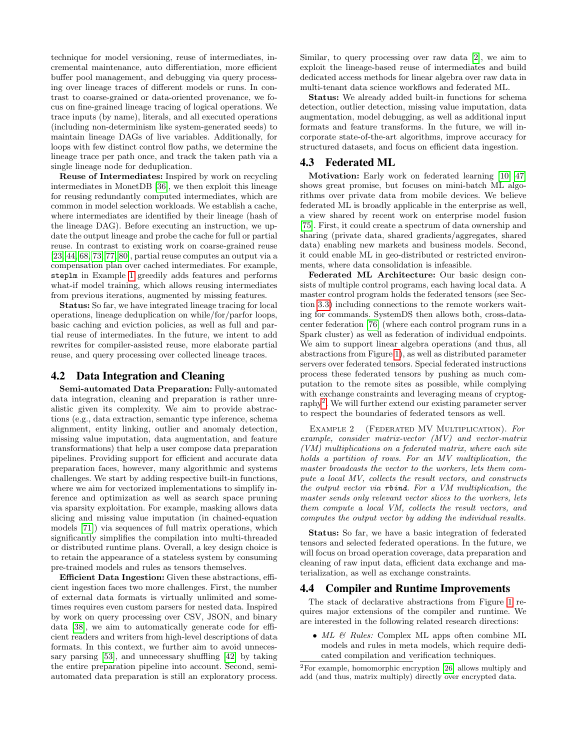technique for model versioning, reuse of intermediates, incremental maintenance, auto differentiation, more efficient buffer pool management, and debugging via query processing over lineage traces of different models or runs. In contrast to coarse-grained or data-oriented provenance, we focus on fine-grained lineage tracing of logical operations. We trace inputs (by name), literals, and all executed operations (including non-determinism like system-generated seeds) to maintain lineage DAGs of live variables. Additionally, for loops with few distinct control flow paths, we determine the lineage trace per path once, and track the taken path via a single lineage node for deduplication.

**Reuse of Intermediates:** Inspired by work on recycling intermediates in MonetDB [36], we then exploit this lineage for reusing redundantly computed intermediates, which are common in model selection workloads. We establish a cache, where intermediates are identified by their lineage (hash of the lineage DAG). Before executing an instruction, we update the output lineage and probe the cache for full or partial reuse. In contrast to existing work on coarse-grained reuse [23, 44, 68, 73, 77, 80], partial reuse computes an output via a compensation plan over cached intermediates. For example, `steplm` in Example 1 greedily adds features and performs what-if model training, which allows reusing intermediates from previous iterations, augmented by missing features.

**Status:** So far, we have integrated lineage tracing for local operations, lineage deduplication on while/for/parfor loops, basic caching and eviction policies, as well as full and partial reuse of intermediates. In the future, we intent to add rewrites for compiler-assisted reuse, more elaborate partial reuse, and query processing over collected lineage traces.

## 4.2 Data Integration and Cleaning

**Semi-automated Data Preparation:** Fully-automated data integration, cleaning and preparation is rather unrealistic given its complexity. We aim to provide abstractions (e.g., data extraction, semantic type inference, schema alignment, entity linking, outlier and anomaly detection, missing value imputation, data augmentation, and feature transformations) that help a user compose data preparation pipelines. Providing support for efficient and accurate data preparation faces, however, many algorithmic and systems challenges. We start by adding respective built-in functions, where we aim for vectorized implementations to simplify inference and optimization as well as search space pruning via sparsity exploitation. For example, masking allows data slicing and missing value imputation (in chained-equation models [71]) via sequences of full matrix operations, which significantly simplifies the compilation into multi-threaded or distributed runtime plans. Overall, a key design choice is to retain the appearance of a stateless system by consuming pre-trained models and rules as tensors themselves.

**Efficient Data Ingestion:** Given these abstractions, efficient ingestion faces two more challenges. First, the number of external data formats is virtually unlimited and sometimes requires even custom parsers for nested data. Inspired by work on query processing over CSV, JSON, and binary data [38], we aim to automatically generate code for efficient readers and writers from high-level descriptions of data formats. In this context, we further aim to avoid unnecessary parsing [53], and unnecessary shuffling [42] by taking the entire preparation pipeline into account. Second, semi-automated data preparation is still an exploratory process. Similar, to query processing over raw data [2], we aim to exploit the lineage-based reuse of intermediates and build dedicated access methods for linear algebra over raw data in multi-tenant data science workflows and federated ML.

**Status:** We already added built-in functions for schema detection, outlier detection, missing value imputation, data augmentation, model debugging, as well as additional input formats and feature transforms. In the future, we will incorporate state-of-the-art algorithms, improve accuracy for structured datasets, and focus on efficient data ingestion.

## 4.3 Federated ML

**Motivation:** Early work on federated learning [10, 47] shows great promise, but focuses on mini-batch ML algorithms over private data from mobile devices. We believe federated ML is broadly applicable in the enterprise as well, a view shared by recent work on enterprise model fusion [75]. First, it could create a spectrum of data ownership and sharing (private data, shared gradients/aggregates, shared data) enabling new markets and business models. Second, it could enable ML in geo-distributed or restricted environments, where data consolidation is infeasible.

**Federated ML Architecture:** Our basic design consists of multiple control programs, each having local data. A master control program holds the federated tensors (see Section 3.3) including connections to the remote workers waiting for commands. SystemDS then allows both, cross-data-center federation [76] (where each control program runs in a Spark cluster) as well as federation of individual endpoints. We aim to support linear algebra operations (and thus, all abstractions from Figure 1), as well as distributed parameter servers over federated tensors. Special federated instructions process these federated tensors by pushing as much computation to the remote sites as possible, while complying with exchange constraints and leveraging means of cryptography[2]. We will further extend our existing parameter server to respect the boundaries of federated tensors as well.

Example 2 (Federated MV Multiplication). *For example, consider matrix-vector (MV) and vector-matrix (VM) multiplications on a federated matrix, where each site holds a partition of rows. For an MV multiplication, the master broadcasts the vector to the workers, lets them compute a local MV, collects the result vectors, and constructs the output vector via `rbind`. For a VM multiplication, the master sends only relevant vector slices to the workers, lets them compute a local VM, collects the result vectors, and computes the output vector by adding the individual results.*

**Status:** So far, we have a basic integration of federated tensors and selected federated operations. In the future, we will focus on broad operation coverage, data preparation and cleaning of raw input data, efficient data exchange and materialization, as well as exchange constraints.

## 4.4 Compiler and Runtime Improvements

The stack of declarative abstractions from Figure 1 requires major extensions of the compiler and runtime. We are interested in the following related research directions:

- *ML & Rules:* Complex ML apps often combine ML models and rules in meta models, which require dedicated compilation and verification techniques.

[2] For example, homomorphic encryption [26] allows multiply and add (and thus, matrix multiply) directly over encrypted data.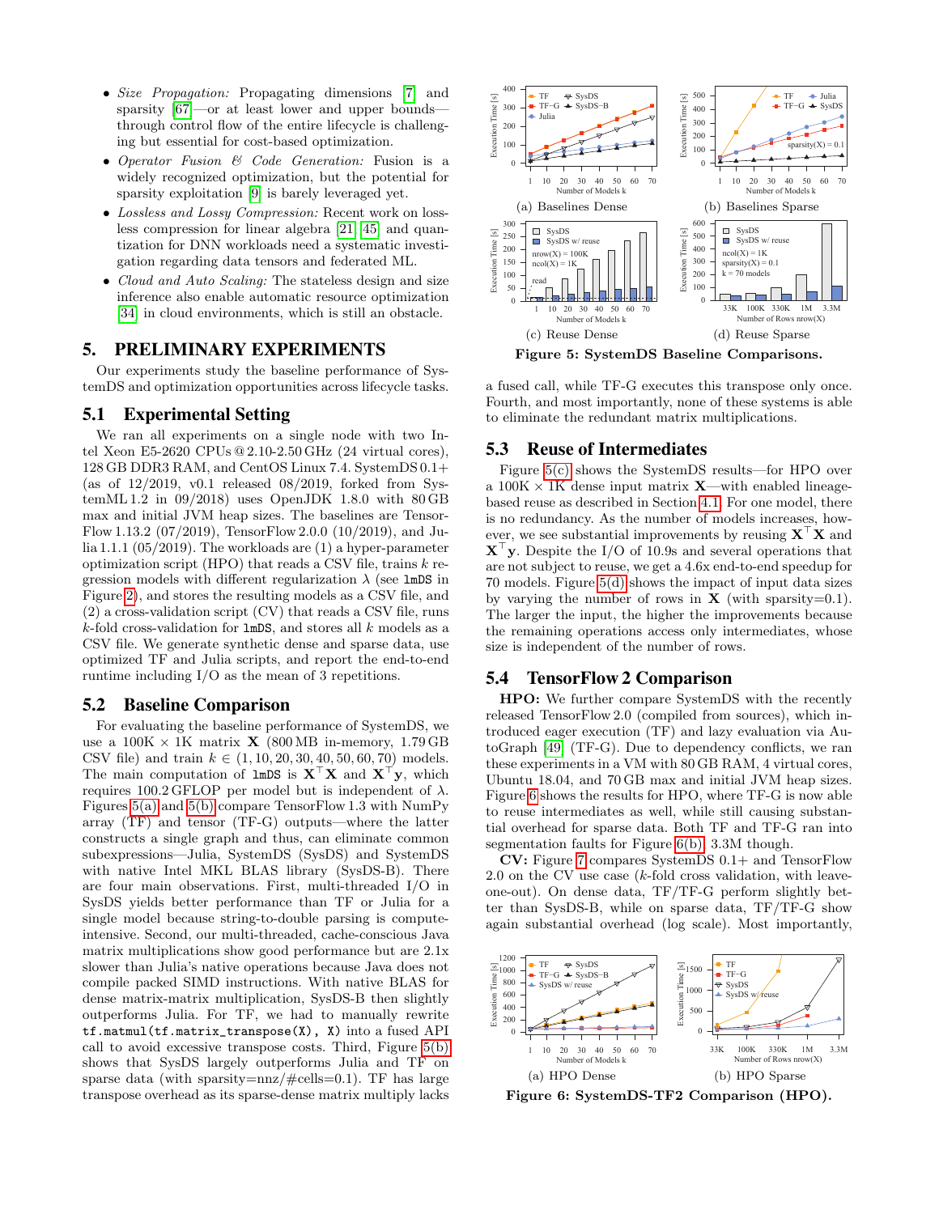- *Size Propagation:* Propagating dimensions [7] and sparsity [67]—or at least lower and upper bounds—through control flow of the entire lifecycle is challenging but essential for cost-based optimization.
- *Operator Fusion & Code Generation:* Fusion is a widely recognized optimization, but the potential for sparsity exploitation [9] is barely leveraged yet.
- *Lossless and Lossy Compression:* Recent work on lossless compression for linear algebra [21, 45] and quantization for DNN workloads need a systematic investigation regarding data tensors and federated ML.
- *Cloud and Auto Scaling:* The stateless design and size inference also enable automatic resource optimization [34] in cloud environments, which is still an obstacle.

## 5. PRELIMINARY EXPERIMENTS

Our experiments study the baseline performance of SystemDS and optimization opportunities across lifecycle tasks.

### 5.1 Experimental Setting

We ran all experiments on a single node with two Intel Xeon E5-2620 CPUs @ 2.10-2.50 GHz (24 virtual cores), 128 GB DDR3 RAM, and CentOS Linux 7.4. SystemDS 0.1+ (as of 12/2019, v0.1 released 08/2019, forked from SystemML 1.2 in 09/2018) uses OpenJDK 1.8.0 with 80 GB max and initial JVM heap sizes. The baselines are TensorFlow 1.13.2 (07/2019), TensorFlow 2.0.0 (10/2019), and Julia 1.1.1 (05/2019). The workloads are (1) a hyper-parameter optimization script (HPO) that reads a CSV file, trains $k$ regression models with different regularization $\lambda$ (see `lmDS` in Figure 2), and stores the resulting models as a CSV file, and (2) a cross-validation script (CV) that reads a CSV file, runs $k$-fold cross-validation for `lmDS`, and stores all $k$ models as a CSV file. We generate synthetic dense and sparse data, use optimized TF and Julia scripts, and report the end-to-end runtime including I/O as the mean of 3 repetitions.

### 5.2 Baseline Comparison

For evaluating the baseline performance of SystemDS, we use a 100K × 1K matrix $\mathbf{X}$ (800 MB in-memory, 1.79 GB CSV file) and train $k \in (1, 10, 20, 30, 40, 50, 60, 70)$ models. The main computation of `lmDS` is $\mathbf{X}^\top\mathbf{X}$ and $\mathbf{X}^\top\mathbf{y}$, which requires 100.2 GFLOP per model but is independent of $\lambda$. Figures 5(a) and 5(b) compare TensorFlow 1.3 with NumPy array (TF) and tensor (TF-G) outputs—where the latter constructs a single graph and thus, can eliminate common subexpressions—Julia, SystemDS (SysDS) and SystemDS with native Intel MKL BLAS library (SysDS-B). There are four main observations. First, multi-threaded I/O in SysDS yields better performance than TF or Julia for a single model because string-to-double parsing is compute-intensive. Second, our multi-threaded, cache-conscious Java matrix multiplications show good performance but are 2.1x slower than Julia's native operations because Java does not compile packed SIMD instructions. With native BLAS for dense matrix-matrix multiplication, SysDS-B then slightly outperforms Julia. For TF, we had to manually rewrite `tf.matmul(tf.matrix_transpose(X), X)` into a fused API call to avoid excessive transpose costs. Third, Figure 5(b) shows that SysDS largely outperforms Julia and TF on sparse data (with sparsity=nnz/#cells=0.1). TF has large transpose overhead as its sparse-dense matrix multiply lacks a fused call, while TF-G executes this transpose only once. Fourth, and most importantly, none of these systems is able to eliminate the redundant matrix multiplications.

**Figure 5: SystemDS Baseline Comparisons.** (a) Baselines Dense (b) Baselines Sparse (c) Reuse Dense (d) Reuse Sparse

### 5.3 Reuse of Intermediates

Figure 5(c) shows the SystemDS results—for HPO over a 100K × 1K dense input matrix $\mathbf{X}$—with enabled lineage-based reuse as described in Section 4.1. For one model, there is no redundancy. As the number of models increases, however, we see substantial improvements by reusing $\mathbf{X}^\top\mathbf{X}$ and $\mathbf{X}^\top\mathbf{y}$. Despite the I/O of 10.9s and several operations that are not subject to reuse, we get a 4.6x end-to-end speedup for 70 models. Figure 5(d) shows the impact of input data sizes by varying the number of rows in $\mathbf{X}$ (with sparsity=0.1). The larger the input, the higher the improvements because the remaining operations access only intermediates, whose size is independent of the number of rows.

### 5.4 TensorFlow 2 Comparison

**HPO:** We further compare SystemDS with the recently released TensorFlow 2.0 (compiled from sources), which introduced eager execution (TF) and lazy evaluation via AutoGraph [49] (TF-G). Due to dependency conflicts, we ran these experiments in a VM with 80 GB RAM, 4 virtual cores, Ubuntu 18.04, and 70 GB max and initial JVM heap sizes. Figure 6 shows the results for HPO, where TF-G is now able to reuse intermediates as well, while still causing substantial overhead for sparse data. Both TF and TF-G ran into segmentation faults for Figure 6(b), 3.3M though.

**CV:** Figure 7 compares SystemDS 0.1+ and TensorFlow 2.0 on the CV use case ($k$-fold cross validation, with leave-one-out). On dense data, TF/TF-G perform slightly better than SysDS-B, while on sparse data, TF/TF-G show again substantial overhead (log scale). Most importantly,

**Figure 6: SystemDS-TF2 Comparison (HPO).** (a) HPO Dense (b) HPO Sparse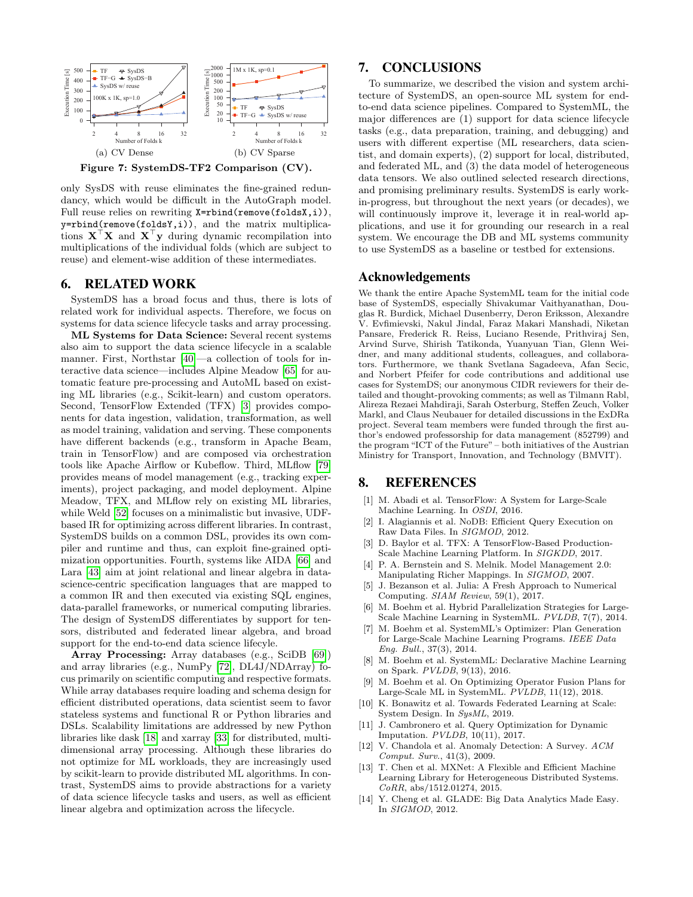Figure 7: SystemDS-TF2 Comparison (CV).

(a) CV Dense

(b) CV Sparse

only SysDS with reuse eliminates the fine-grained redundancy, which would be difficult in the AutoGraph model. Full reuse relies on rewriting `X=rbind(remove(foldsX,i))`, `y=rbind(remove(foldsY,i))`, and the matrix multiplications $\mathbf{X}^\top\mathbf{X}$ and $\mathbf{X}^\top\mathbf{y}$ during dynamic recompilation into multiplications of the individual folds (which are subject to reuse) and element-wise addition of these intermediates.

# 6. RELATED WORK

SystemDS has a broad focus and thus, there is lots of related work for individual aspects. Therefore, we focus on systems for data science lifecycle tasks and array processing.

**ML Systems for Data Science:** Several recent systems also aim to support the data science lifecycle in a scalable manner. First, Northstar [40]—a collection of tools for interactive data science—includes Alpine Meadow [65] for automatic feature pre-processing and AutoML based on existing ML libraries (e.g., Scikit-learn) and custom operators. Second, TensorFlow Extended (TFX) [3] provides components for data ingestion, validation, transformation, as well as model training, validation and serving. These components have different backends (e.g., transform in Apache Beam, train in TensorFlow) and are composed via orchestration tools like Apache Airflow or Kubeflow. Third, MLflow [79] provides means of model management (e.g., tracking experiments), project packaging, and model deployment. Alpine Meadow, TFX, and MLflow rely on existing ML libraries, while Weld [52] focuses on a minimalistic but invasive, UDF-based IR for optimizing across different libraries. In contrast, SystemDS builds on a common DSL, provides its own compiler and runtime and thus, can exploit fine-grained optimization opportunities. Fourth, systems like AIDA [66] and Lara [43] aim at joint relational and linear algebra in data-science-centric specification languages that are mapped to a common IR and then executed via existing SQL engines, data-parallel frameworks, or numerical computing libraries. The design of SystemDS differentiates by support for tensors, distributed and federated linear algebra, and broad support for the end-to-end data science lifecycle.

**Array Processing:** Array databases (e.g., SciDB [69]) and array libraries (e.g., NumPy [72], DL4J/NDArray) focus primarily on scientific computing and respective formats. While array databases require loading and schema design for efficient distributed operations, data scientist seem to favor stateless systems and functional R or Python libraries and DSLs. Scalability limitations are addressed by new Python libraries like dask [18] and xarray [33] for distributed, multi-dimensional array processing. Although these libraries do not optimize for ML workloads, they are increasingly used by scikit-learn to provide distributed ML algorithms. In contrast, SystemDS aims to provide abstractions for a variety of data science lifecycle tasks and users, as well as efficient linear algebra and optimization across the lifecycle.

# 7. CONCLUSIONS

To summarize, we described the vision and system architecture of SystemDS, an open-source ML system for end-to-end data science pipelines. Compared to SystemML, the major differences are (1) support for data science lifecycle tasks (e.g., data preparation, training, and debugging) and users with different expertise (ML researchers, data scientist, and domain experts), (2) support for local, distributed, and federated ML, and (3) the data model of heterogeneous data tensors. We also outlined selected research directions, and promising preliminary results. SystemDS is early work-in-progress, but throughout the next years (or decades), we will continuously improve it, leverage it in real-world applications, and use it for grounding our research in a real system. We encourage the DB and ML systems community to use SystemDS as a baseline or testbed for extensions.

## Acknowledgements

We thank the entire Apache SystemML team for the initial code base of SystemDS, especially Shivakumar Vaithyanathan, Douglas R. Burdick, Michael Dusenberry, Deron Eriksson, Alexandre V. Evfimievski, Nakul Jindal, Faraz Makari Manshadi, Niketan Pansare, Frederick R. Reiss, Luciano Resende, Prithviraj Sen, Arvind Surve, Shirish Tatikonda, Yuanyuan Tian, Glenn Weidner, and many additional students, colleagues, and collaborators. Furthermore, we thank Svetlana Sagadeeva, Afan Secic, and Norbert Pfeifer for code contributions and additional use cases for SystemDS; our anonymous CIDR reviewers for their detailed and thought-provoking comments; as well as Tilmann Rabl, Alireza Rezaei Mahdiraji, Sarah Osterburg, Steffen Zeuch, Volker Markl, and Claus Neubauer for detailed discussions in the ExDRa project. Several team members were funded through the first author's endowed professorship for data management (852799) and the program "ICT of the Future" – both initiatives of the Austrian Ministry for Transport, Innovation, and Technology (BMVIT).

# 8. REFERENCES

[1] M. Abadi et al. TensorFlow: A System for Large-Scale Machine Learning. In *OSDI*, 2016.

[2] I. Alagiannis et al. NoDB: Efficient Query Execution on Raw Data Files. In *SIGMOD*, 2012.

[3] D. Baylor et al. TFX: A TensorFlow-Based Production-Scale Machine Learning Platform. In *SIGKDD*, 2017.

[4] P. A. Bernstein and S. Melnik. Model Management 2.0: Manipulating Richer Mappings. In *SIGMOD*, 2007.

[5] J. Bezanson et al. Julia: A Fresh Approach to Numerical Computing. *SIAM Review*, 59(1), 2017.

[6] M. Boehm et al. Hybrid Parallelization Strategies for Large-Scale Machine Learning in SystemML. *PVLDB*, 7(7), 2014.

[7] M. Boehm et al. SystemML's Optimizer: Plan Generation for Large-Scale Machine Learning Programs. *IEEE Data Eng. Bull.*, 37(3), 2014.

[8] M. Boehm et al. SystemML: Declarative Machine Learning on Spark. *PVLDB*, 9(13), 2016.

[9] M. Boehm et al. On Optimizing Operator Fusion Plans for Large-Scale ML in SystemML. *PVLDB*, 11(12), 2018.

[10] K. Bonawitz et al. Towards Federated Learning at Scale: System Design. In *SysML*, 2019.

[11] J. Cambronero et al. Query Optimization for Dynamic Imputation. *PVLDB*, 10(11), 2017.

[12] V. Chandola et al. Anomaly Detection: A Survey. *ACM Comput. Surv.*, 41(3), 2009.

[13] T. Chen et al. MXNet: A Flexible and Efficient Machine Learning Library for Heterogeneous Distributed Systems. *CoRR*, abs/1512.01274, 2015.

[14] Y. Cheng et al. GLADE: Big Data Analytics Made Easy. In *SIGMOD*, 2012.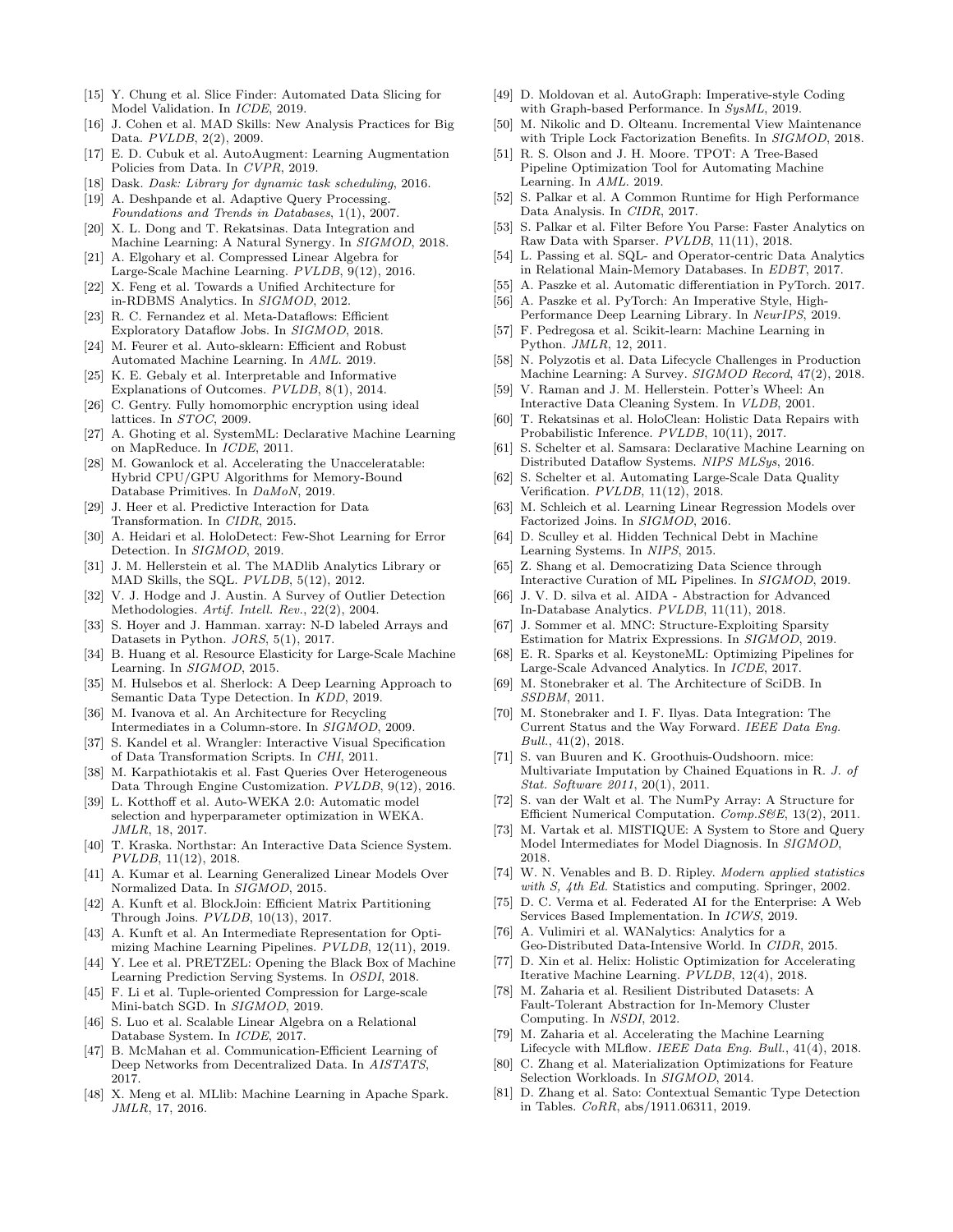[15] Y. Chung et al. Slice Finder: Automated Data Slicing for Model Validation. In *ICDE*, 2019.

[16] J. Cohen et al. MAD Skills: New Analysis Practices for Big Data. *PVLDB*, 2(2), 2009.

[17] E. D. Cubuk et al. AutoAugment: Learning Augmentation Policies from Data. In *CVPR*, 2019.

[18] Dask. *Dask: Library for dynamic task scheduling*, 2016.

[19] A. Deshpande et al. Adaptive Query Processing. *Foundations and Trends in Databases*, 1(1), 2007.

[20] X. L. Dong and T. Rekatsinas. Data Integration and Machine Learning: A Natural Synergy. In *SIGMOD*, 2018.

[21] A. Elgohary et al. Compressed Linear Algebra for Large-Scale Machine Learning. *PVLDB*, 9(12), 2016.

[22] X. Feng et al. Towards a Unified Architecture for in-RDBMS Analytics. In *SIGMOD*, 2012.

[23] R. C. Fernandez et al. Meta-Dataflows: Efficient Exploratory Dataflow Jobs. In *SIGMOD*, 2018.

[24] M. Feurer et al. Auto-sklearn: Efficient and Robust Automated Machine Learning. In *AML*. 2019.

[25] K. E. Gebaly et al. Interpretable and Informative Explanations of Outcomes. *PVLDB*, 8(1), 2014.

[26] C. Gentry. Fully homomorphic encryption using ideal lattices. In *STOC*, 2009.

[27] A. Ghoting et al. SystemML: Declarative Machine Learning on MapReduce. In *ICDE*, 2011.

[28] M. Gowanlock et al. Accelerating the Unacceleratable: Hybrid CPU/GPU Algorithms for Memory-Bound Database Primitives. In *DaMoN*, 2019.

[29] J. Heer et al. Predictive Interaction for Data Transformation. In *CIDR*, 2015.

[30] A. Heidari et al. HoloDetect: Few-Shot Learning for Error Detection. In *SIGMOD*, 2019.

[31] J. M. Hellerstein et al. The MADlib Analytics Library or MAD Skills, the SQL. *PVLDB*, 5(12), 2012.

[32] V. J. Hodge and J. Austin. A Survey of Outlier Detection Methodologies. *Artif. Intell. Rev.*, 22(2), 2004.

[33] S. Hoyer and J. Hamman. xarray: N-D labeled Arrays and Datasets in Python. *JORS*, 5(1), 2017.

[34] B. Huang et al. Resource Elasticity for Large-Scale Machine Learning. In *SIGMOD*, 2015.

[35] M. Hulsebos et al. Sherlock: A Deep Learning Approach to Semantic Data Type Detection. In *KDD*, 2019.

[36] M. Ivanova et al. An Architecture for Recycling Intermediates in a Column-store. In *SIGMOD*, 2009.

[37] S. Kandel et al. Wrangler: Interactive Visual Specification of Data Transformation Scripts. In *CHI*, 2011.

[38] M. Karpathiotakis et al. Fast Queries Over Heterogeneous Data Through Engine Customization. *PVLDB*, 9(12), 2016.

[39] L. Kotthoff et al. Auto-WEKA 2.0: Automatic model selection and hyperparameter optimization in WEKA. *JMLR*, 18, 2017.

[40] T. Kraska. Northstar: An Interactive Data Science System. *PVLDB*, 11(12), 2018.

[41] A. Kumar et al. Learning Generalized Linear Models Over Normalized Data. In *SIGMOD*, 2015.

[42] A. Kunft et al. BlockJoin: Efficient Matrix Partitioning Through Joins. *PVLDB*, 10(13), 2017.

[43] A. Kunft et al. An Intermediate Representation for Optimizing Machine Learning Pipelines. *PVLDB*, 12(11), 2019.

[44] Y. Lee et al. PRETZEL: Opening the Black Box of Machine Learning Prediction Serving Systems. In *OSDI*, 2018.

[45] F. Li et al. Tuple-oriented Compression for Large-scale Mini-batch SGD. In *SIGMOD*, 2019.

[46] S. Luo et al. Scalable Linear Algebra on a Relational Database System. In *ICDE*, 2017.

[47] B. McMahan et al. Communication-Efficient Learning of Deep Networks from Decentralized Data. In *AISTATS*, 2017.

[48] X. Meng et al. MLlib: Machine Learning in Apache Spark. *JMLR*, 17, 2016.

[49] D. Moldovan et al. AutoGraph: Imperative-style Coding with Graph-based Performance. In *SysML*, 2019.

[50] M. Nikolic and D. Olteanu. Incremental View Maintenance with Triple Lock Factorization Benefits. In *SIGMOD*, 2018.

[51] R. S. Olson and J. H. Moore. TPOT: A Tree-Based Pipeline Optimization Tool for Automating Machine Learning. In *AML*. 2019.

[52] S. Palkar et al. A Common Runtime for High Performance Data Analysis. In *CIDR*, 2017.

[53] S. Palkar et al. Filter Before You Parse: Faster Analytics on Raw Data with Sparser. *PVLDB*, 11(11), 2018.

[54] L. Passing et al. SQL- and Operator-centric Data Analytics in Relational Main-Memory Databases. In *EDBT*, 2017.

[55] A. Paszke et al. Automatic differentiation in PyTorch. 2017.

[56] A. Paszke et al. PyTorch: An Imperative Style, High-Performance Deep Learning Library. In *NeurIPS*, 2019.

[57] F. Pedregosa et al. Scikit-learn: Machine Learning in Python. *JMLR*, 12, 2011.

[58] N. Polyzotis et al. Data Lifecycle Challenges in Production Machine Learning: A Survey. *SIGMOD Record*, 47(2), 2018.

[59] V. Raman and J. M. Hellerstein. Potter's Wheel: An Interactive Data Cleaning System. In *VLDB*, 2001.

[60] T. Rekatsinas et al. HoloClean: Holistic Data Repairs with Probabilistic Inference. *PVLDB*, 10(11), 2017.

[61] S. Schelter et al. Samsara: Declarative Machine Learning on Distributed Dataflow Systems. *NIPS MLSys*, 2016.

[62] S. Schelter et al. Automating Large-Scale Data Quality Verification. *PVLDB*, 11(12), 2018.

[63] M. Schleich et al. Learning Linear Regression Models over Factorized Joins. In *SIGMOD*, 2016.

[64] D. Sculley et al. Hidden Technical Debt in Machine Learning Systems. In *NIPS*, 2015.

[65] Z. Shang et al. Democratizing Data Science through Interactive Curation of ML Pipelines. In *SIGMOD*, 2019.

[66] J. V. D. silva et al. AIDA - Abstraction for Advanced In-Database Analytics. *PVLDB*, 11(11), 2018.

[67] J. Sommer et al. MNC: Structure-Exploiting Sparsity Estimation for Matrix Expressions. In *SIGMOD*, 2019.

[68] E. R. Sparks et al. KeystoneML: Optimizing Pipelines for Large-Scale Advanced Analytics. In *ICDE*, 2017.

[69] M. Stonebraker et al. The Architecture of SciDB. In *SSDBM*, 2011.

[70] M. Stonebraker and I. F. Ilyas. Data Integration: The Current Status and the Way Forward. *IEEE Data Eng. Bull.*, 41(2), 2018.

[71] S. van Buuren and K. Groothuis-Oudshoorn. mice: Multivariate Imputation by Chained Equations in R. *J. of Stat. Software 2011*, 20(1), 2011.

[72] S. van der Walt et al. The NumPy Array: A Structure for Efficient Numerical Computation. *Comp.S&E*, 13(2), 2011.

[73] M. Vartak et al. MISTIQUE: A System to Store and Query Model Intermediates for Model Diagnosis. In *SIGMOD*, 2018.

[74] W. N. Venables and B. D. Ripley. *Modern applied statistics with S, 4th Ed.* Statistics and computing. Springer, 2002.

[75] D. C. Verma et al. Federated AI for the Enterprise: A Web Services Based Implementation. In *ICWS*, 2019.

[76] A. Vulimiri et al. WANalytics: Analytics for a Geo-Distributed Data-Intensive World. In *CIDR*, 2015.

[77] D. Xin et al. Helix: Holistic Optimization for Accelerating Iterative Machine Learning. *PVLDB*, 12(4), 2018.

[78] M. Zaharia et al. Resilient Distributed Datasets: A Fault-Tolerant Abstraction for In-Memory Cluster Computing. In *NSDI*, 2012.

[79] M. Zaharia et al. Accelerating the Machine Learning Lifecycle with MLflow. *IEEE Data Eng. Bull.*, 41(4), 2018.

[80] C. Zhang et al. Materialization Optimizations for Feature Selection Workloads. In *SIGMOD*, 2014.

[81] D. Zhang et al. Sato: Contextual Semantic Type Detection in Tables. *CoRR*, abs/1911.06311, 2019.